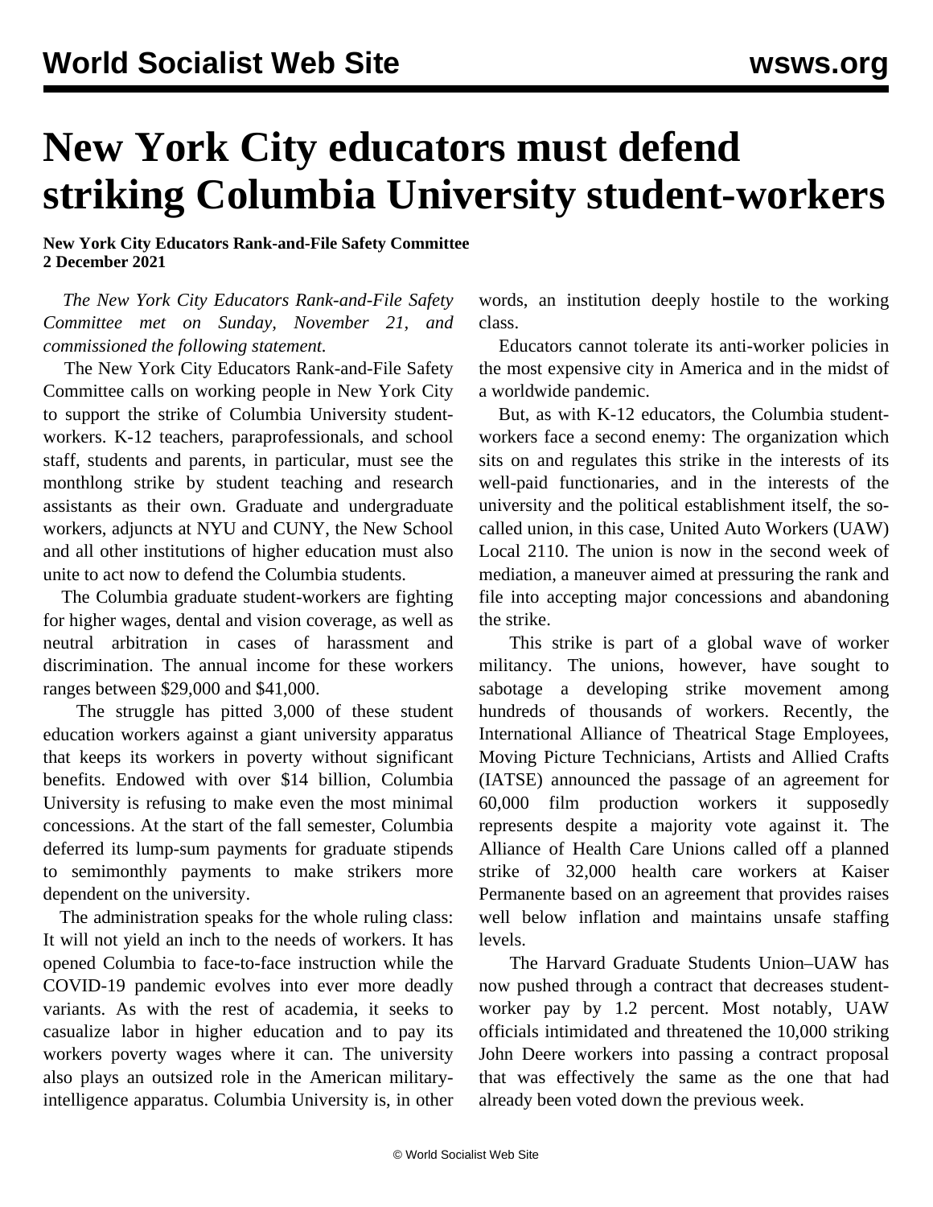# New York City educators must defend striking Columbia University student-workers

**New York City Educators Rank-and-File Safety Committee**
**2 December 2021**

*The New York City Educators Rank-and-File Safety Committee met on Sunday, November 21, and commissioned the following statement.*

The New York City Educators Rank-and-File Safety Committee calls on working people in New York City to support the strike of Columbia University student-workers. K-12 teachers, paraprofessionals, and school staff, students and parents, in particular, must see the monthlong strike by student teaching and research assistants as their own. Graduate and undergraduate workers, adjuncts at NYU and CUNY, the New School and all other institutions of higher education must also unite to act now to defend the Columbia students.

The Columbia graduate student-workers are fighting for higher wages, dental and vision coverage, as well as neutral arbitration in cases of harassment and discrimination. The annual income for these workers ranges between $29,000 and $41,000.

The struggle has pitted 3,000 of these student education workers against a giant university apparatus that keeps its workers in poverty without significant benefits. Endowed with over $14 billion, Columbia University is refusing to make even the most minimal concessions. At the start of the fall semester, Columbia deferred its lump-sum payments for graduate stipends to semimonthly payments to make strikers more dependent on the university.

The administration speaks for the whole ruling class: It will not yield an inch to the needs of workers. It has opened Columbia to face-to-face instruction while the COVID-19 pandemic evolves into ever more deadly variants. As with the rest of academia, it seeks to casualize labor in higher education and to pay its workers poverty wages where it can. The university also plays an outsized role in the American military-intelligence apparatus. Columbia University is, in other words, an institution deeply hostile to the working class.

Educators cannot tolerate its anti-worker policies in the most expensive city in America and in the midst of a worldwide pandemic.

But, as with K-12 educators, the Columbia student-workers face a second enemy: The organization which sits on and regulates this strike in the interests of its well-paid functionaries, and in the interests of the university and the political establishment itself, the so-called union, in this case, United Auto Workers (UAW) Local 2110. The union is now in the second week of mediation, a maneuver aimed at pressuring the rank and file into accepting major concessions and abandoning the strike.

This strike is part of a global wave of worker militancy. The unions, however, have sought to sabotage a developing strike movement among hundreds of thousands of workers. Recently, the International Alliance of Theatrical Stage Employees, Moving Picture Technicians, Artists and Allied Crafts (IATSE) announced the passage of an agreement for 60,000 film production workers it supposedly represents despite a majority vote against it. The Alliance of Health Care Unions called off a planned strike of 32,000 health care workers at Kaiser Permanente based on an agreement that provides raises well below inflation and maintains unsafe staffing levels.

The Harvard Graduate Students Union–UAW has now pushed through a contract that decreases student-worker pay by 1.2 percent. Most notably, UAW officials intimidated and threatened the 10,000 striking John Deere workers into passing a contract proposal that was effectively the same as the one that had already been voted down the previous week.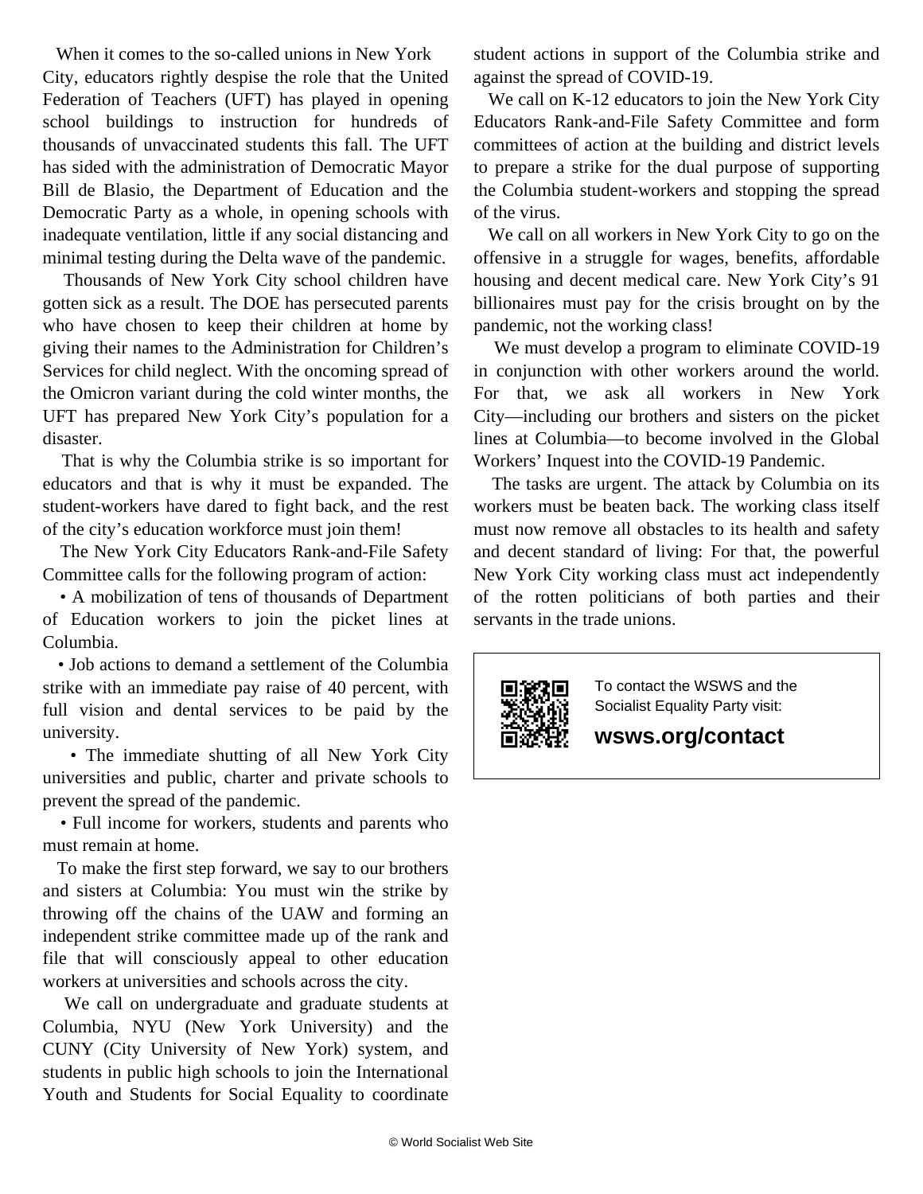When it comes to the so-called unions in New York City, educators rightly despise the role that the United Federation of Teachers (UFT) has played in opening school buildings to instruction for hundreds of thousands of unvaccinated students this fall. The UFT has sided with the administration of Democratic Mayor Bill de Blasio, the Department of Education and the Democratic Party as a whole, in opening schools with inadequate ventilation, little if any social distancing and minimal testing during the Delta wave of the pandemic.

Thousands of New York City school children have gotten sick as a result. The DOE has persecuted parents who have chosen to keep their children at home by giving their names to the Administration for Children's Services for child neglect. With the oncoming spread of the Omicron variant during the cold winter months, the UFT has prepared New York City's population for a disaster.

That is why the Columbia strike is so important for educators and that is why it must be expanded. The student-workers have dared to fight back, and the rest of the city's education workforce must join them!

The New York City Educators Rank-and-File Safety Committee calls for the following program of action:

- A mobilization of tens of thousands of Department of Education workers to join the picket lines at Columbia.
- Job actions to demand a settlement of the Columbia strike with an immediate pay raise of 40 percent, with full vision and dental services to be paid by the university.
- The immediate shutting of all New York City universities and public, charter and private schools to prevent the spread of the pandemic.
- Full income for workers, students and parents who must remain at home.

To make the first step forward, we say to our brothers and sisters at Columbia: You must win the strike by throwing off the chains of the UAW and forming an independent strike committee made up of the rank and file that will consciously appeal to other education workers at universities and schools across the city.

We call on undergraduate and graduate students at Columbia, NYU (New York University) and the CUNY (City University of New York) system, and students in public high schools to join the International Youth and Students for Social Equality to coordinate student actions in support of the Columbia strike and against the spread of COVID-19.

We call on K-12 educators to join the New York City Educators Rank-and-File Safety Committee and form committees of action at the building and district levels to prepare a strike for the dual purpose of supporting the Columbia student-workers and stopping the spread of the virus.

We call on all workers in New York City to go on the offensive in a struggle for wages, benefits, affordable housing and decent medical care. New York City's 91 billionaires must pay for the crisis brought on by the pandemic, not the working class!

We must develop a program to eliminate COVID-19 in conjunction with other workers around the world. For that, we ask all workers in New York City—including our brothers and sisters on the picket lines at Columbia—to become involved in the Global Workers' Inquest into the COVID-19 Pandemic.

The tasks are urgent. The attack by Columbia on its workers must be beaten back. The working class itself must now remove all obstacles to its health and safety and decent standard of living: For that, the powerful New York City working class must act independently of the rotten politicians of both parties and their servants in the trade unions.

To contact the WSWS and the Socialist Equality Party visit:

**wsws.org/contact**